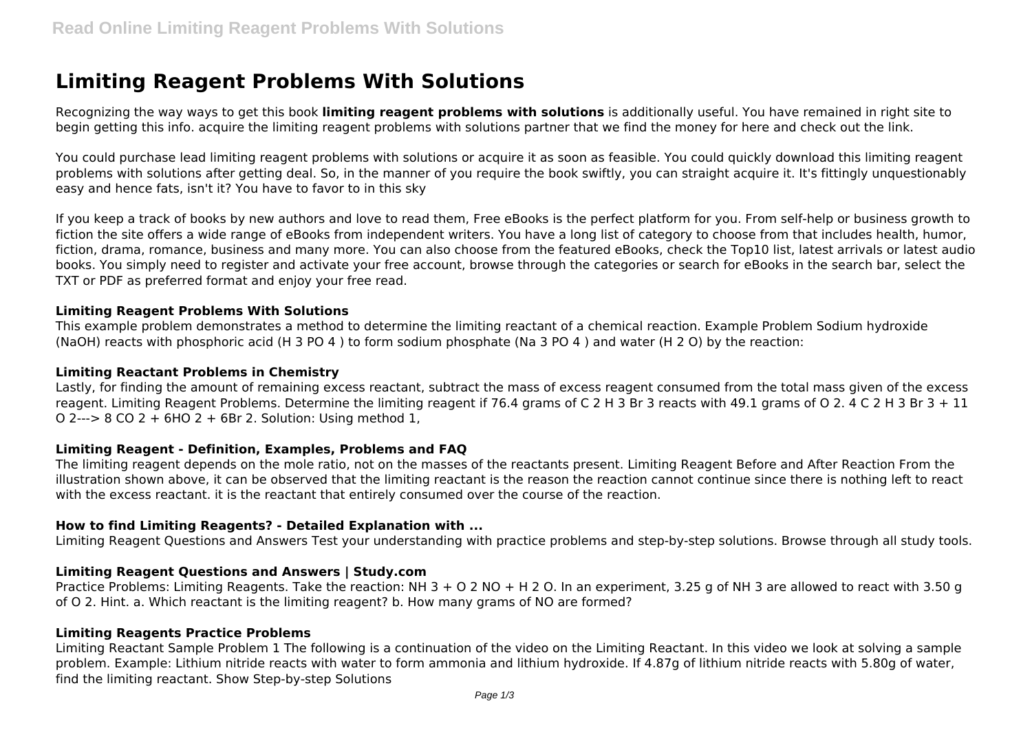# Limiting Reagent Problems With Solutions

Recognizing the way ways to get this book **limiting reagent problems with solutions** is additionally useful. You have remained in right site to begin getting this info. acquire the limiting reagent problems with solutions partner that we find the money for here and check out the link.

You could purchase lead limiting reagent problems with solutions or acquire it as soon as feasible. You could quickly download this limiting reagent problems with solutions after getting deal. So, in the manner of you require the book swiftly, you can straight acquire it. It's fittingly unquestionably easy and hence fats, isn't it? You have to favor to in this sky

If you keep a track of books by new authors and love to read them, Free eBooks is the perfect platform for you. From self-help or business growth to fiction the site offers a wide range of eBooks from independent writers. You have a long list of category to choose from that includes health, humor, fiction, drama, romance, business and many more. You can also choose from the featured eBooks, check the Top10 list, latest arrivals or latest audio books. You simply need to register and activate your free account, browse through the categories or search for eBooks in the search bar, select the TXT or PDF as preferred format and enjoy your free read.

#### Limiting Reagent Problems With Solutions

This example problem demonstrates a method to determine the limiting reactant of a chemical reaction. Example Problem Sodium hydroxide ($NaOH$) reacts with phosphoric acid ($H_3PO_4$) to form sodium phosphate ($Na_3PO_4$) and water ($H_2O$) by the reaction:

#### Limiting Reactant Problems in Chemistry

Lastly, for finding the amount of remaining excess reactant, subtract the mass of excess reagent consumed from the total mass given of the excess reagent. Limiting Reagent Problems. Determine the limiting reagent if 76.4 grams of $C_2H_3Br_3$ reacts with 49.1 grams of $O_2$. $4\ C_2H_3Br_3 + 11\ O_2 \rightarrow 8\ CO_2 + 6HO_2 + 6Br_2$. Solution: Using method 1,

#### Limiting Reagent - Definition, Examples, Problems and FAQ

The limiting reagent depends on the mole ratio, not on the masses of the reactants present. Limiting Reagent Before and After Reaction From the illustration shown above, it can be observed that the limiting reactant is the reason the reaction cannot continue since there is nothing left to react with the excess reactant. it is the reactant that entirely consumed over the course of the reaction.

#### How to find Limiting Reagents? - Detailed Explanation with ...

Limiting Reagent Questions and Answers Test your understanding with practice problems and step-by-step solutions. Browse through all study tools.

#### Limiting Reagent Questions and Answers | Study.com

Practice Problems: Limiting Reagents. Take the reaction: $NH_3 + O_2$ $NO + H_2O$. In an experiment, 3.25 g of $NH_3$ are allowed to react with 3.50 g of $O_2$. Hint. a. Which reactant is the limiting reagent? b. How many grams of NO are formed?

#### Limiting Reagents Practice Problems

Limiting Reactant Sample Problem 1 The following is a continuation of the video on the Limiting Reactant. In this video we look at solving a sample problem. Example: Lithium nitride reacts with water to form ammonia and lithium hydroxide. If 4.87g of lithium nitride reacts with 5.80g of water, find the limiting reactant. Show Step-by-step Solutions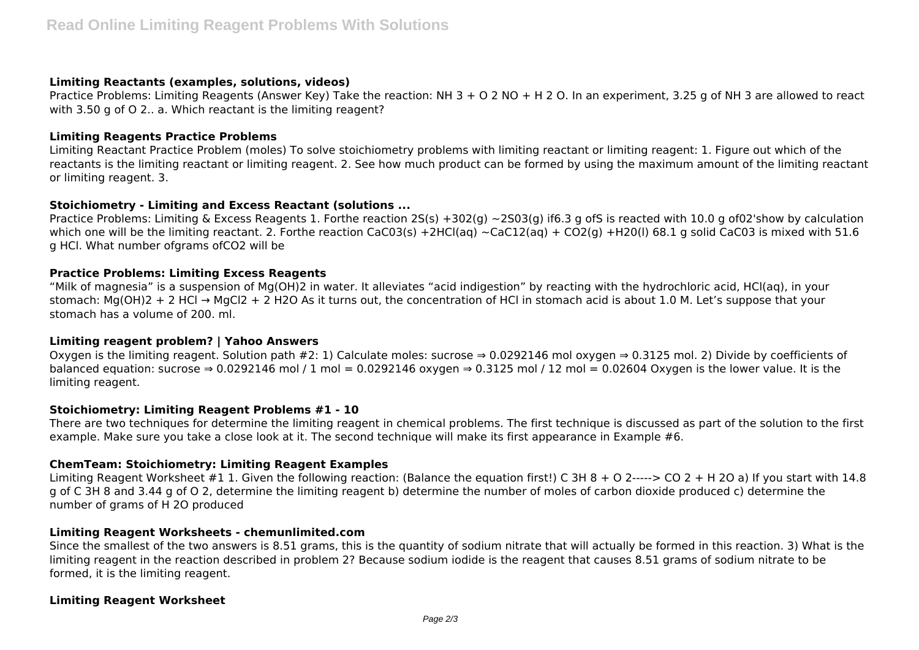### Limiting Reactants (examples, solutions, videos)

Practice Problems: Limiting Reagents (Answer Key) Take the reaction: $NH_3 + O_2$ $NO + H_2O$. In an experiment, 3.25 g of $NH_3$ are allowed to react with 3.50 g of $O_2$.. a. Which reactant is the limiting reagent?

### Limiting Reagents Practice Problems

Limiting Reactant Practice Problem (moles) To solve stoichiometry problems with limiting reactant or limiting reagent: 1. Figure out which of the reactants is the limiting reactant or limiting reagent. 2. See how much product can be formed by using the maximum amount of the limiting reactant or limiting reagent. 3.

### Stoichiometry - Limiting and Excess Reactant (solutions ...

Practice Problems: Limiting & Excess Reagents 1. Forthe reaction $2S(s) + 3O_2(g) \sim 2SO_3(g)$ if6.3 g ofS is reacted with 10.0 g of$O_2$'show by calculation which one will be the limiting reactant. 2. Forthe reaction $CaCO_3(s) + 2HCl(aq) \sim CaCl_2(aq) + CO_2(g) + H_2O(l)$ 68.1 g solid $CaCO_3$ is mixed with 51.6 g HCl. What number ofgrams of$CO_2$ will be

### Practice Problems: Limiting Excess Reagents

"Milk of magnesia" is a suspension of $Mg(OH)_2$ in water. It alleviates "acid indigestion" by reacting with the hydrochloric acid, HCl(aq), in your stomach: $Mg(OH)_2 + 2 HCl \rightarrow MgCl_2 + 2 H_2O$ As it turns out, the concentration of HCl in stomach acid is about 1.0 M. Let's suppose that your stomach has a volume of 200. ml.

### Limiting reagent problem? | Yahoo Answers

Oxygen is the limiting reagent. Solution path #2: 1) Calculate moles: sucrose ⇒ 0.0292146 mol oxygen ⇒ 0.3125 mol. 2) Divide by coefficients of balanced equation: sucrose ⇒ 0.0292146 mol / 1 mol = 0.0292146 oxygen ⇒ 0.3125 mol / 12 mol = 0.02604 Oxygen is the lower value. It is the limiting reagent.

### Stoichiometry: Limiting Reagent Problems #1 - 10

There are two techniques for determine the limiting reagent in chemical problems. The first technique is discussed as part of the solution to the first example. Make sure you take a close look at it. The second technique will make its first appearance in Example #6.

### ChemTeam: Stoichiometry: Limiting Reagent Examples

Limiting Reagent Worksheet #1 1. Given the following reaction: (Balance the equation first!) $C_3H_8 + O_2$-----> $CO_2 + H_2O$ a) If you start with 14.8 g of $C_3H_8$ and 3.44 g of $O_2$, determine the limiting reagent b) determine the number of moles of carbon dioxide produced c) determine the number of grams of $H_2O$ produced

### Limiting Reagent Worksheets - chemunlimited.com

Since the smallest of the two answers is 8.51 grams, this is the quantity of sodium nitrate that will actually be formed in this reaction. 3) What is the limiting reagent in the reaction described in problem 2? Because sodium iodide is the reagent that causes 8.51 grams of sodium nitrate to be formed, it is the limiting reagent.

### Limiting Reagent Worksheet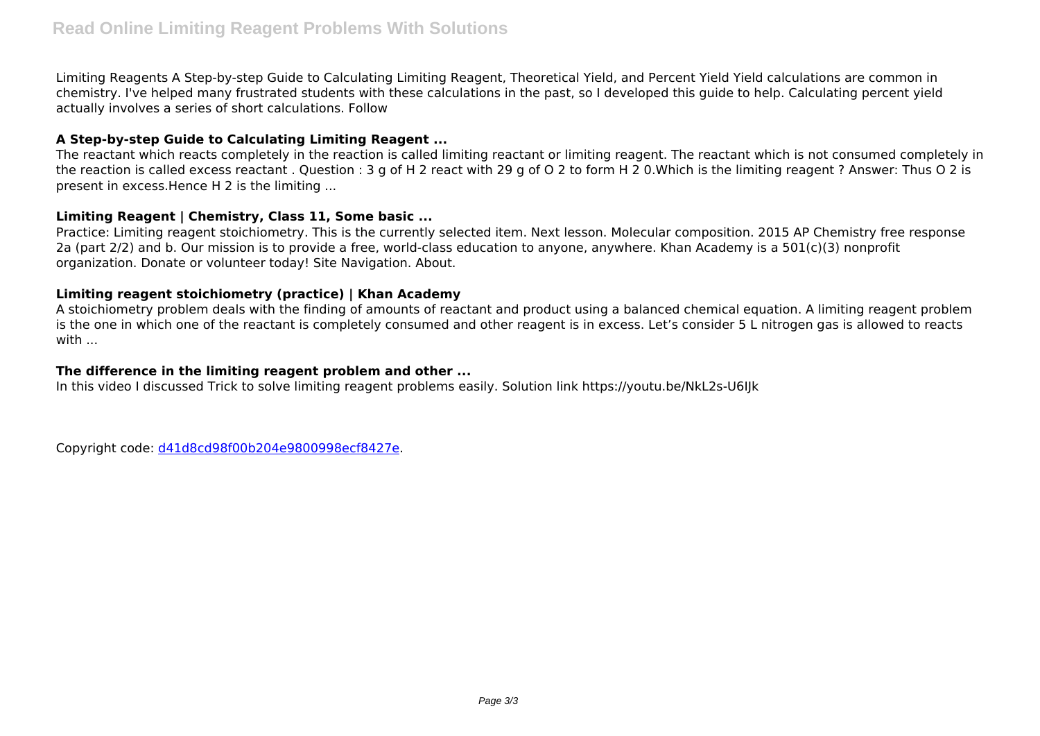Limiting Reagents A Step-by-step Guide to Calculating Limiting Reagent, Theoretical Yield, and Percent Yield Yield calculations are common in chemistry. I've helped many frustrated students with these calculations in the past, so I developed this guide to help. Calculating percent yield actually involves a series of short calculations. Follow

**A Step-by-step Guide to Calculating Limiting Reagent ...**

The reactant which reacts completely in the reaction is called limiting reactant or limiting reagent. The reactant which is not consumed completely in the reaction is called excess reactant . Question : 3 g of H 2 react with 29 g of O 2 to form H 2 0.Which is the limiting reagent ? Answer: Thus O 2 is present in excess.Hence H 2 is the limiting ...

**Limiting Reagent | Chemistry, Class 11, Some basic ...**

Practice: Limiting reagent stoichiometry. This is the currently selected item. Next lesson. Molecular composition. 2015 AP Chemistry free response 2a (part 2/2) and b. Our mission is to provide a free, world-class education to anyone, anywhere. Khan Academy is a 501(c)(3) nonprofit organization. Donate or volunteer today! Site Navigation. About.

**Limiting reagent stoichiometry (practice) | Khan Academy**

A stoichiometry problem deals with the finding of amounts of reactant and product using a balanced chemical equation. A limiting reagent problem is the one in which one of the reactant is completely consumed and other reagent is in excess. Let's consider 5 L nitrogen gas is allowed to reacts with ...

**The difference in the limiting reagent problem and other ...**

In this video I discussed Trick to solve limiting reagent problems easily. Solution link https://youtu.be/NkL2s-U6IJk

Copyright code: d41d8cd98f00b204e9800998ecf8427e.